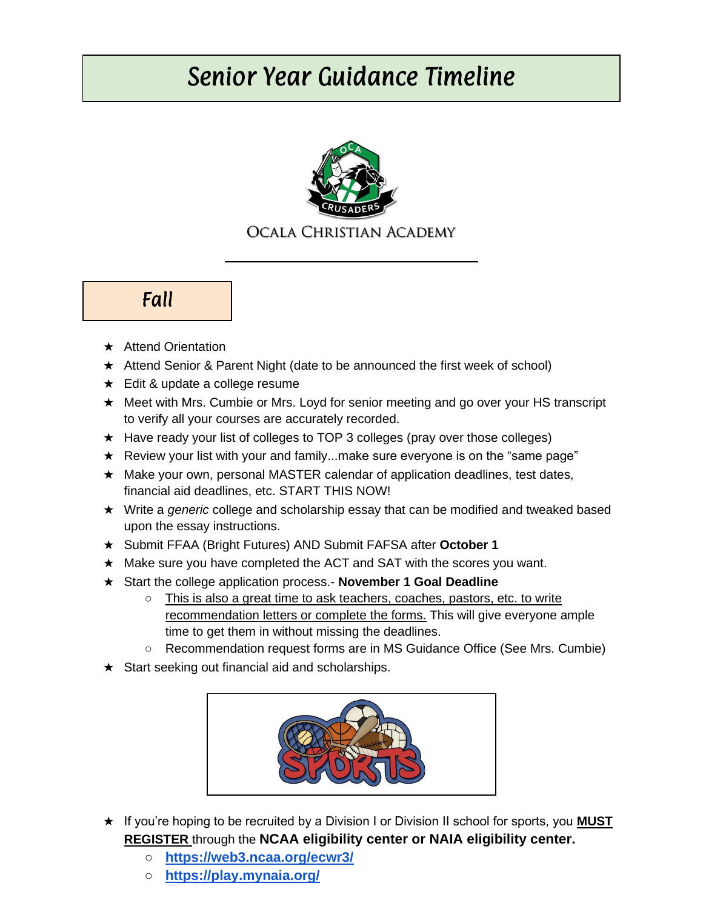# Senior Year Guidance Timeline

OCALA CHRISTIAN ACADEMY

## Fall

- Attend Orientation
- Attend Senior & Parent Night (date to be announced the first week of school)
- Edit & update a college resume
- Meet with Mrs. Cumbie or Mrs. Loyd for senior meeting and go over your HS transcript to verify all your courses are accurately recorded.
- Have ready your list of colleges to TOP 3 colleges (pray over those colleges)
- Review your list with your and family...make sure everyone is on the "same page"
- Make your own, personal MASTER calendar of application deadlines, test dates, financial aid deadlines, etc. START THIS NOW!
- Write a *generic* college and scholarship essay that can be modified and tweaked based upon the essay instructions.
- Submit FFAA (Bright Futures) AND Submit FAFSA after **October 1**
- Make sure you have completed the ACT and SAT with the scores you want.
- Start the college application process.- **November 1 Goal Deadline**
    - This is also a great time to ask teachers, coaches, pastors, etc. to write recommendation letters or complete the forms. This will give everyone ample time to get them in without missing the deadlines.
    - Recommendation request forms are in MS Guidance Office (See Mrs. Cumbie)
- Start seeking out financial aid and scholarships.

SPORTS

- If you're hoping to be recruited by a Division I or Division II school for sports, you **MUST REGISTER** through the **NCAA eligibility center or NAIA eligibility center.**
    - **https://web3.ncaa.org/ecwr3/**
    - **https://play.mynaia.org/**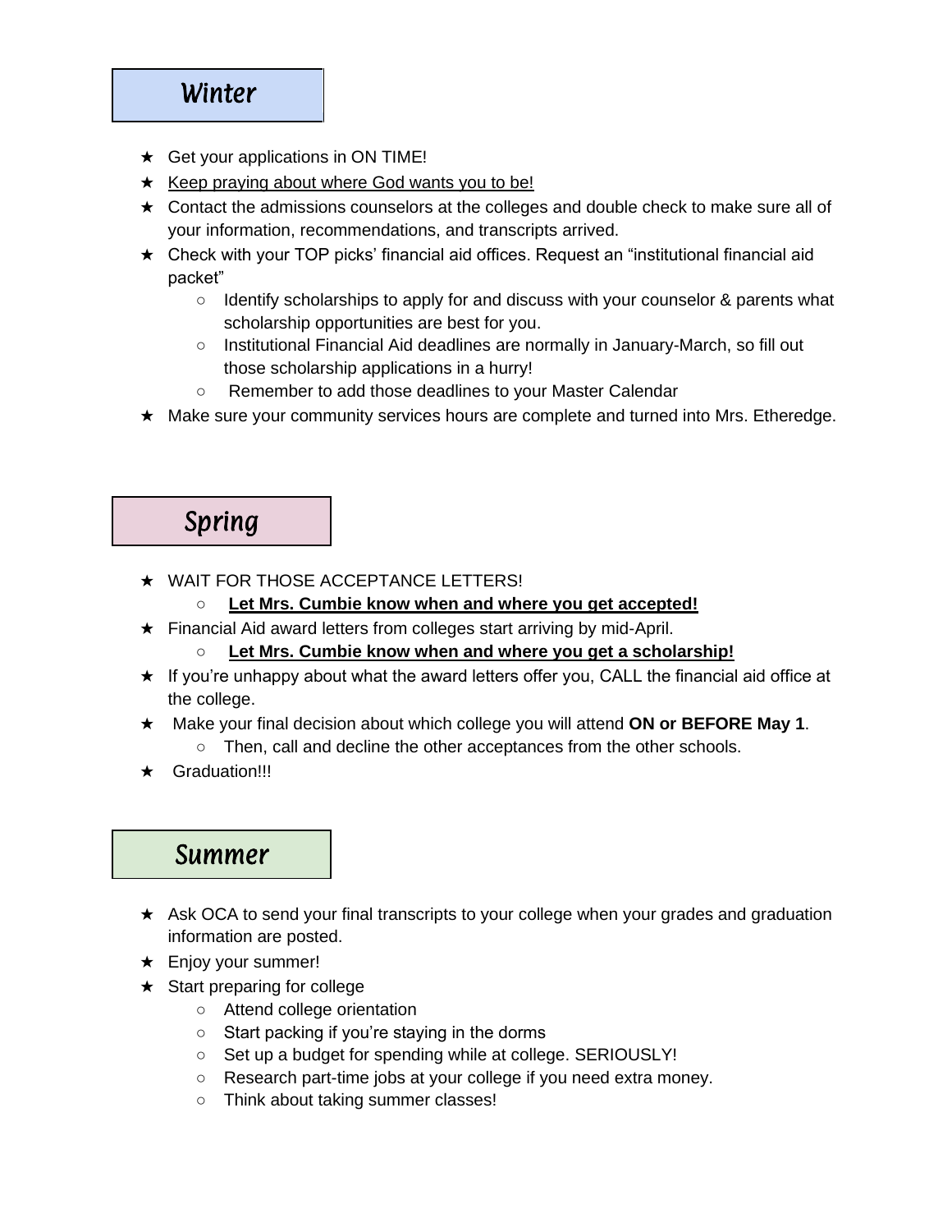## Winter

- Get your applications in ON TIME!
- <u>Keep praying about where God wants you to be!</u>
- Contact the admissions counselors at the colleges and double check to make sure all of your information, recommendations, and transcripts arrived.
- Check with your TOP picks' financial aid offices. Request an "institutional financial aid packet"
  - Identify scholarships to apply for and discuss with your counselor & parents what scholarship opportunities are best for you.
  - Institutional Financial Aid deadlines are normally in January-March, so fill out those scholarship applications in a hurry!
  - Remember to add those deadlines to your Master Calendar
- Make sure your community services hours are complete and turned into Mrs. Etheredge.

## Spring

- WAIT FOR THOSE ACCEPTANCE LETTERS!
  - **<u>Let Mrs. Cumbie know when and where you get accepted!</u>**
- Financial Aid award letters from colleges start arriving by mid-April.
  - **<u>Let Mrs. Cumbie know when and where you get a scholarship!</u>**
- If you're unhappy about what the award letters offer you, CALL the financial aid office at the college.
- Make your final decision about which college you will attend **ON or BEFORE May 1**.
  - Then, call and decline the other acceptances from the other schools.
- Graduation!!!

## Summer

- Ask OCA to send your final transcripts to your college when your grades and graduation information are posted.
- Enjoy your summer!
- Start preparing for college
  - Attend college orientation
  - Start packing if you're staying in the dorms
  - Set up a budget for spending while at college. SERIOUSLY!
  - Research part-time jobs at your college if you need extra money.
  - Think about taking summer classes!